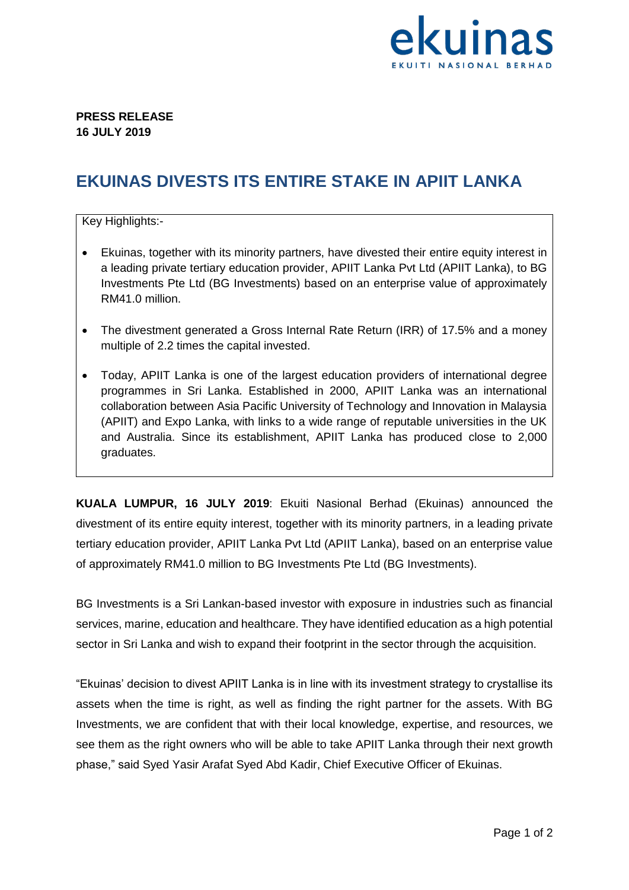ekuinas

EKUITI NASIONAL BERHAD

**PRESS RELEASE**
**16 JULY 2019**

# EKUINAS DIVESTS ITS ENTIRE STAKE IN APIIT LANKA

Key Highlights:-

- Ekuinas, together with its minority partners, have divested their entire equity interest in a leading private tertiary education provider, APIIT Lanka Pvt Ltd (APIIT Lanka), to BG Investments Pte Ltd (BG Investments) based on an enterprise value of approximately RM41.0 million.
- The divestment generated a Gross Internal Rate Return (IRR) of 17.5% and a money multiple of 2.2 times the capital invested.
- Today, APIIT Lanka is one of the largest education providers of international degree programmes in Sri Lanka. Established in 2000, APIIT Lanka was an international collaboration between Asia Pacific University of Technology and Innovation in Malaysia (APIIT) and Expo Lanka, with links to a wide range of reputable universities in the UK and Australia. Since its establishment, APIIT Lanka has produced close to 2,000 graduates.

**KUALA LUMPUR, 16 JULY 2019**: Ekuiti Nasional Berhad (Ekuinas) announced the divestment of its entire equity interest, together with its minority partners, in a leading private tertiary education provider, APIIT Lanka Pvt Ltd (APIIT Lanka), based on an enterprise value of approximately RM41.0 million to BG Investments Pte Ltd (BG Investments).

BG Investments is a Sri Lankan-based investor with exposure in industries such as financial services, marine, education and healthcare. They have identified education as a high potential sector in Sri Lanka and wish to expand their footprint in the sector through the acquisition.

"Ekuinas' decision to divest APIIT Lanka is in line with its investment strategy to crystallise its assets when the time is right, as well as finding the right partner for the assets. With BG Investments, we are confident that with their local knowledge, expertise, and resources, we see them as the right owners who will be able to take APIIT Lanka through their next growth phase," said Syed Yasir Arafat Syed Abd Kadir, Chief Executive Officer of Ekuinas.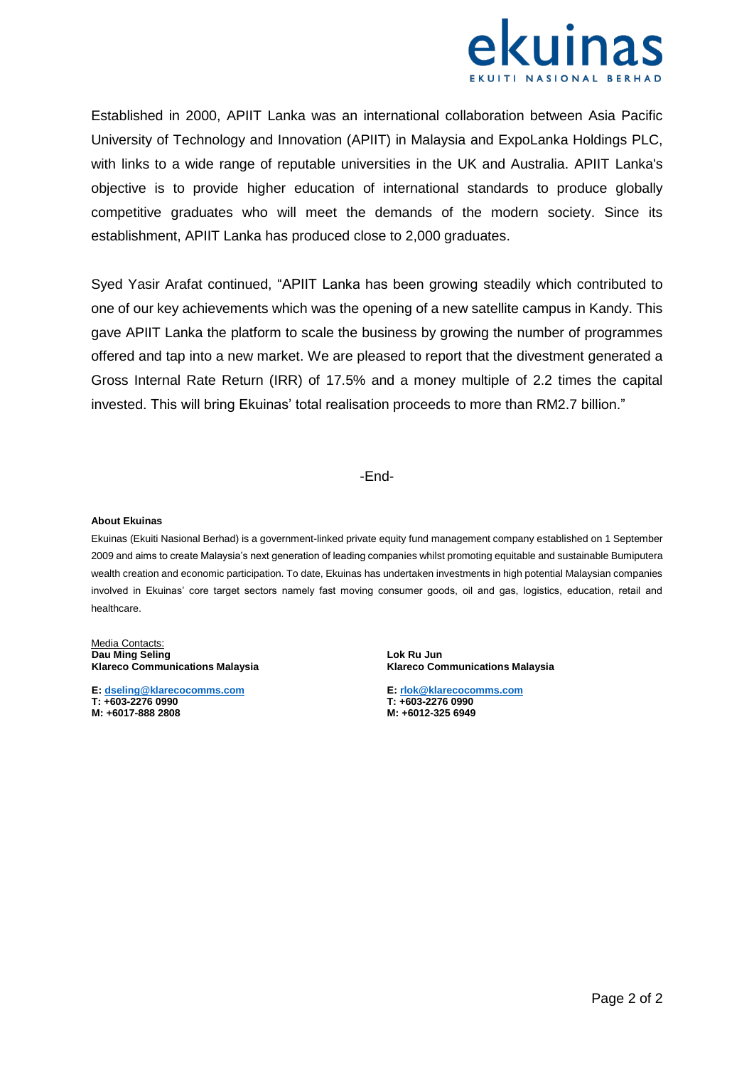Established in 2000, APIIT Lanka was an international collaboration between Asia Pacific University of Technology and Innovation (APIIT) in Malaysia and ExpoLanka Holdings PLC, with links to a wide range of reputable universities in the UK and Australia. APIIT Lanka's objective is to provide higher education of international standards to produce globally competitive graduates who will meet the demands of the modern society. Since its establishment, APIIT Lanka has produced close to 2,000 graduates.

Syed Yasir Arafat continued, "APIIT Lanka has been growing steadily which contributed to one of our key achievements which was the opening of a new satellite campus in Kandy. This gave APIIT Lanka the platform to scale the business by growing the number of programmes offered and tap into a new market. We are pleased to report that the divestment generated a Gross Internal Rate Return (IRR) of 17.5% and a money multiple of 2.2 times the capital invested. This will bring Ekuinas' total realisation proceeds to more than RM2.7 billion."

-End-

**About Ekuinas**

Ekuinas (Ekuiti Nasional Berhad) is a government-linked private equity fund management company established on 1 September 2009 and aims to create Malaysia's next generation of leading companies whilst promoting equitable and sustainable Bumiputera wealth creation and economic participation. To date, Ekuinas has undertaken investments in high potential Malaysian companies involved in Ekuinas' core target sectors namely fast moving consumer goods, oil and gas, logistics, education, retail and healthcare.

Media Contacts:

**Dau Ming Seling**
**Klareco Communications Malaysia**

**E: dseling@klarecocomms.com**
**T: +603-2276 0990**
**M: +6017-888 2808**

**Lok Ru Jun**
**Klareco Communications Malaysia**

**E: rlok@klarecocomms.com**
**T: +603-2276 0990**
**M: +6012-325 6949**